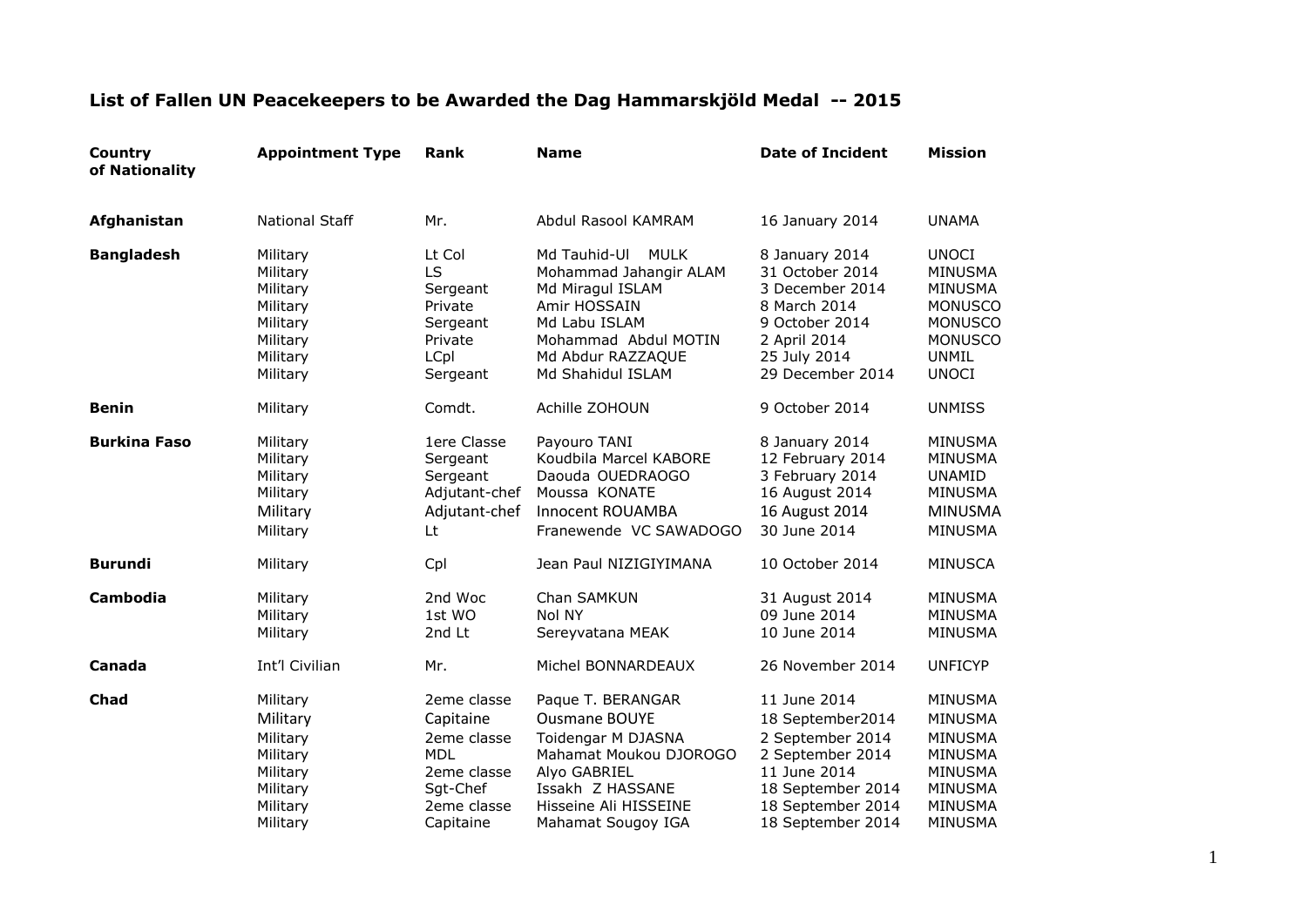# List of Fallen UN Peacekeepers to be Awarded the Dag Hammarskjöld Medal -- 2015

| Country of Nationality | Appointment Type | Rank | Name | Date of Incident | Mission |
|---|---|---|---|---|---|
| **Afghanistan** | National Staff | Mr. | Abdul Rasool KAMRAM | 16 January 2014 | UNAMA |
| **Bangladesh** | Military | Lt Col | Md Tauhid-Ul MULK | 8 January 2014 | UNOCI |
| | Military | LS | Mohammad Jahangir ALAM | 31 October 2014 | MINUSMA |
| | Military | Sergeant | Md Miragul ISLAM | 3 December 2014 | MINUSMA |
| | Military | Private | Amir HOSSAIN | 8 March 2014 | MONUSCO |
| | Military | Sergeant | Md Labu ISLAM | 9 October 2014 | MONUSCO |
| | Military | Private | Mohammad Abdul MOTIN | 2 April 2014 | MONUSCO |
| | Military | LCpl | Md Abdur RAZZAQUE | 25 July 2014 | UNMIL |
| | Military | Sergeant | Md Shahidul ISLAM | 29 December 2014 | UNOCI |
| **Benin** | Military | Comdt. | Achille ZOHOUN | 9 October 2014 | UNMISS |
| **Burkina Faso** | Military | 1ere Classe | Payouro TANI | 8 January 2014 | MINUSMA |
| | Military | Sergeant | Koudbila Marcel KABORE | 12 February 2014 | MINUSMA |
| | Military | Sergeant | Daouda OUEDRAOGO | 3 February 2014 | UNAMID |
| | Military | Adjutant-chef | Moussa KONATE | 16 August 2014 | MINUSMA |
| | Military | Adjutant-chef | Innocent ROUAMBA | 16 August 2014 | MINUSMA |
| | Military | Lt | Franewende VC SAWADOGO | 30 June 2014 | MINUSMA |
| **Burundi** | Military | Cpl | Jean Paul NIZIGIYIMANA | 10 October 2014 | MINUSCA |
| **Cambodia** | Military | 2nd Woc | Chan SAMKUN | 31 August 2014 | MINUSMA |
| | Military | 1st WO | Nol NY | 09 June 2014 | MINUSMA |
| | Military | 2nd Lt | Sereyvatana MEAK | 10 June 2014 | MINUSMA |
| **Canada** | Int'l Civilian | Mr. | Michel BONNARDEAUX | 26 November 2014 | UNFICYP |
| **Chad** | Military | 2eme classe | Paque T. BERANGAR | 11 June 2014 | MINUSMA |
| | Military | Capitaine | Ousmane BOUYE | 18 September2014 | MINUSMA |
| | Military | 2eme classe | Toidengar M DJASNA | 2 September 2014 | MINUSMA |
| | Military | MDL | Mahamat Moukou DJOROGO | 2 September 2014 | MINUSMA |
| | Military | 2eme classe | Alyo GABRIEL | 11 June 2014 | MINUSMA |
| | Military | Sgt-Chef | Issakh Z HASSANE | 18 September 2014 | MINUSMA |
| | Military | 2eme classe | Hisseine Ali HISSEINE | 18 September 2014 | MINUSMA |
| | Military | Capitaine | Mahamat Sougoy IGA | 18 September 2014 | MINUSMA |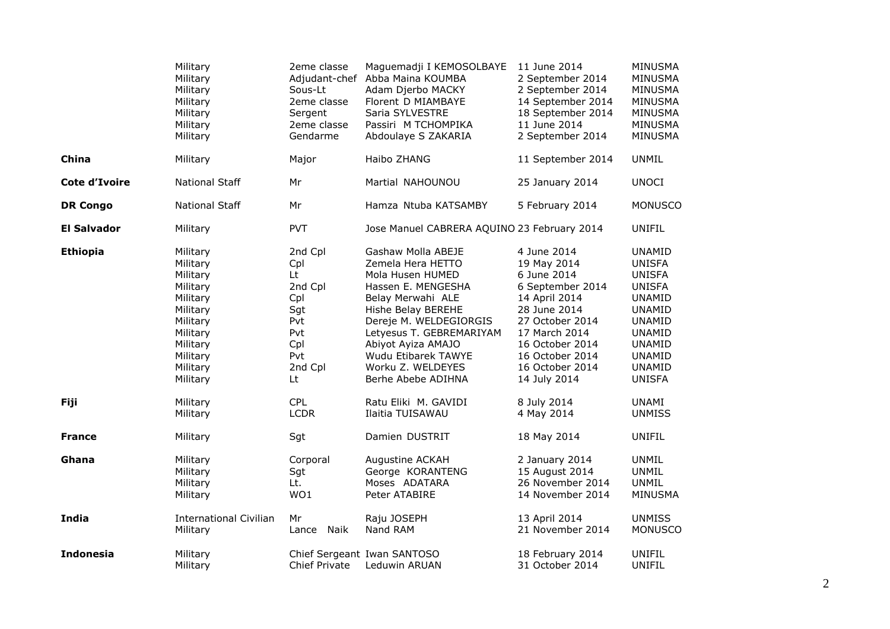| | | | | | |
|---|---|---|---|---|---|
| | Military | 2eme classe | Maguemadji I KEMOSOLBAYE | 11 June 2014 | MINUSMA |
| | Military | Adjudant-chef | Abba Maina KOUMBA | 2 September 2014 | MINUSMA |
| | Military | Sous-Lt | Adam Djerbo MACKY | 2 September 2014 | MINUSMA |
| | Military | 2eme classe | Florent D MIAMBAYE | 14 September 2014 | MINUSMA |
| | Military | Sergent | Saria SYLVESTRE | 18 September 2014 | MINUSMA |
| | Military | 2eme classe | Passiri M TCHOMPIKA | 11 June 2014 | MINUSMA |
| | Military | Gendarme | Abdoulaye S ZAKARIA | 2 September 2014 | MINUSMA |
| **China** | Military | Major | Haibo ZHANG | 11 September 2014 | UNMIL |
| **Cote d'Ivoire** | National Staff | Mr | Martial NAHOUNOU | 25 January 2014 | UNOCI |
| **DR Congo** | National Staff | Mr | Hamza Ntuba KATSAMBY | 5 February 2014 | MONUSCO |
| **El Salvador** | Military | PVT | Jose Manuel CABRERA AQUINO | 23 February 2014 | UNIFIL |
| **Ethiopia** | Military | 2nd Cpl | Gashaw Molla ABEJE | 4 June 2014 | UNAMID |
| | Military | Cpl | Zemela Hera HETTO | 19 May 2014 | UNISFA |
| | Military | Lt | Mola Husen HUMED | 6 June 2014 | UNISFA |
| | Military | 2nd Cpl | Hassen E. MENGESHA | 6 September 2014 | UNISFA |
| | Military | Cpl | Belay Merwahi ALE | 14 April 2014 | UNAMID |
| | Military | Sgt | Hishe Belay BEREHE | 28 June 2014 | UNAMID |
| | Military | Pvt | Dereje M. WELDEGIORGIS | 27 October 2014 | UNAMID |
| | Military | Pvt | Letyesus T. GEBREMARIYAM | 17 March 2014 | UNAMID |
| | Military | Cpl | Abiyot Ayiza AMAJO | 16 October 2014 | UNAMID |
| | Military | Pvt | Wudu Etibarek TAWYE | 16 October 2014 | UNAMID |
| | Military | 2nd Cpl | Worku Z. WELDEYES | 16 October 2014 | UNAMID |
| | Military | Lt | Berhe Abebe ADIHNA | 14 July 2014 | UNISFA |
| **Fiji** | Military | CPL | Ratu Eliki M. GAVIDI | 8 July 2014 | UNAMI |
| | Military | LCDR | Ilaitia TUISAWAU | 4 May 2014 | UNMISS |
| **France** | Military | Sgt | Damien DUSTRIT | 18 May 2014 | UNIFIL |
| **Ghana** | Military | Corporal | Augustine ACKAH | 2 January 2014 | UNMIL |
| | Military | Sgt | George KORANTENG | 15 August 2014 | UNMIL |
| | Military | Lt. | Moses ADATARA | 26 November 2014 | UNMIL |
| | Military | WO1 | Peter ATABIRE | 14 November 2014 | MINUSMA |
| **India** | International Civilian | Mr | Raju JOSEPH | 13 April 2014 | UNMISS |
| | Military | Lance Naik | Nand RAM | 21 November 2014 | MONUSCO |
| **Indonesia** | Military | Chief Sergeant | Iwan SANTOSO | 18 February 2014 | UNIFIL |
| | Military | Chief Private | Leduwin ARUAN | 31 October 2014 | UNIFIL |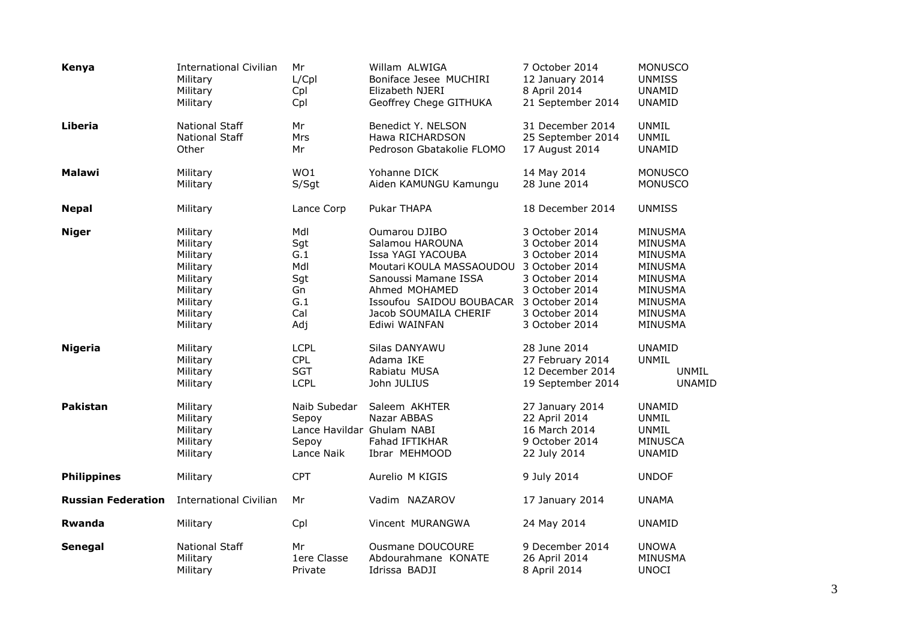| | | | | | |
|---|---|---|---|---|---|
| **Kenya** | International Civilian | Mr | Willam ALWIGA | 7 October 2014 | MONUSCO |
| | Military | L/Cpl | Boniface Jesee MUCHIRI | 12 January 2014 | UNMISS |
| | Military | Cpl | Elizabeth NJERI | 8 April 2014 | UNAMID |
| | Military | Cpl | Geoffrey Chege GITHUKA | 21 September 2014 | UNAMID |
| **Liberia** | National Staff | Mr | Benedict Y. NELSON | 31 December 2014 | UNMIL |
| | National Staff | Mrs | Hawa RICHARDSON | 25 September 2014 | UNMIL |
| | Other | Mr | Pedroson Gbatakolie FLOMO | 17 August 2014 | UNAMID |
| **Malawi** | Military | WO1 | Yohanne DICK | 14 May 2014 | MONUSCO |
| | Military | S/Sgt | Aiden KAMUNGU Kamungu | 28 June 2014 | MONUSCO |
| **Nepal** | Military | Lance Corp | Pukar THAPA | 18 December 2014 | UNMISS |
| **Niger** | Military | Mdl | Oumarou DJIBO | 3 October 2014 | MINUSMA |
| | Military | Sgt | Salamou HAROUNA | 3 October 2014 | MINUSMA |
| | Military | G.1 | Issa YAGI YACOUBA | 3 October 2014 | MINUSMA |
| | Military | Mdl | Moutari KOULA MASSAOUDOU | 3 October 2014 | MINUSMA |
| | Military | Sgt | Sanoussi Mamane ISSA | 3 October 2014 | MINUSMA |
| | Military | Gn | Ahmed MOHAMED | 3 October 2014 | MINUSMA |
| | Military | G.1 | Issoufou SAIDOU BOUBACAR | 3 October 2014 | MINUSMA |
| | Military | Cal | Jacob SOUMAILA CHERIF | 3 October 2014 | MINUSMA |
| | Military | Adj | Ediwi WAINFAN | 3 October 2014 | MINUSMA |
| **Nigeria** | Military | LCPL | Silas DANYAWU | 28 June 2014 | UNAMID |
| | Military | CPL | Adama IKE | 27 February 2014 | UNMIL |
| | Military | SGT | Rabiatu MUSA | 12 December 2014 | UNMIL |
| | Military | LCPL | John JULIUS | 19 September 2014 | UNAMID |
| **Pakistan** | Military | Naib Subedar | Saleem AKHTER | 27 January 2014 | UNAMID |
| | Military | Sepoy | Nazar ABBAS | 22 April 2014 | UNMIL |
| | Military | Lance Havildar | Ghulam NABI | 16 March 2014 | UNMIL |
| | Military | Sepoy | Fahad IFTIKHAR | 9 October 2014 | MINUSCA |
| | Military | Lance Naik | Ibrar MEHMOOD | 22 July 2014 | UNAMID |
| **Philippines** | Military | CPT | Aurelio M KIGIS | 9 July 2014 | UNDOF |
| **Russian Federation** | International Civilian | Mr | Vadim NAZAROV | 17 January 2014 | UNAMA |
| **Rwanda** | Military | Cpl | Vincent MURANGWA | 24 May 2014 | UNAMID |
| **Senegal** | National Staff | Mr | Ousmane DOUCOURE | 9 December 2014 | UNOWA |
| | Military | 1ere Classe | Abdourahmane KONATE | 26 April 2014 | MINUSMA |
| | Military | Private | Idrissa BADJI | 8 April 2014 | UNOCI |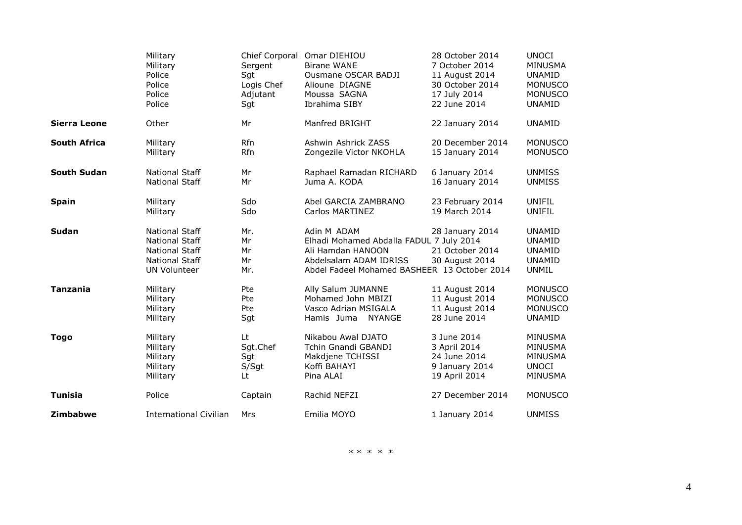| | | | | | |
|---|---|---|---|---|---|
| | Military | Chief Corporal | Omar DIEHIOU | 28 October 2014 | UNOCI |
| | Military | Sergent | Birane WANE | 7 October 2014 | MINUSMA |
| | Police | Sgt | Ousmane OSCAR BADJI | 11 August 2014 | UNAMID |
| | Police | Logis Chef | Alioune DIAGNE | 30 October 2014 | MONUSCO |
| | Police | Adjutant | Moussa SAGNA | 17 July 2014 | MONUSCO |
| | Police | Sgt | Ibrahima SIBY | 22 June 2014 | UNAMID |
| **Sierra Leone** | Other | Mr | Manfred BRIGHT | 22 January 2014 | UNAMID |
| **South Africa** | Military | Rfn | Ashwin Ashrick ZASS | 20 December 2014 | MONUSCO |
| | Military | Rfn | Zongezile Victor NKOHLA | 15 January 2014 | MONUSCO |
| **South Sudan** | National Staff | Mr | Raphael Ramadan RICHARD | 6 January 2014 | UNMISS |
| | National Staff | Mr | Juma A. KODA | 16 January 2014 | UNMISS |
| **Spain** | Military | Sdo | Abel GARCIA ZAMBRANO | 23 February 2014 | UNIFIL |
| | Military | Sdo | Carlos MARTINEZ | 19 March 2014 | UNIFIL |
| **Sudan** | National Staff | Mr. | Adin M ADAM | 28 January 2014 | UNAMID |
| | National Staff | Mr | Elhadi Mohamed Abdalla FADUL | 7 July 2014 | UNAMID |
| | National Staff | Mr | Ali Hamdan HANOON | 21 October 2014 | UNAMID |
| | National Staff | Mr | Abdelsalam ADAM IDRISS | 30 August 2014 | UNAMID |
| | UN Volunteer | Mr. | Abdel Fadeel Mohamed BASHEER | 13 October 2014 | UNMIL |
| **Tanzania** | Military | Pte | Ally Salum JUMANNE | 11 August 2014 | MONUSCO |
| | Military | Pte | Mohamed John MBIZI | 11 August 2014 | MONUSCO |
| | Military | Pte | Vasco Adrian MSIGALA | 11 August 2014 | MONUSCO |
| | Military | Sgt | Hamis Juma NYANGE | 28 June 2014 | UNAMID |
| **Togo** | Military | Lt | Nikabou Awal DJATO | 3 June 2014 | MINUSMA |
| | Military | Sgt.Chef | Tchin Gnandi GBANDI | 3 April 2014 | MINUSMA |
| | Military | Sgt | Makdjene TCHISSI | 24 June 2014 | MINUSMA |
| | Military | S/Sgt | Koffi BAHAYI | 9 January 2014 | UNOCI |
| | Military | Lt | Pina ALAI | 19 April 2014 | MINUSMA |
| **Tunisia** | Police | Captain | Rachid NEFZI | 27 December 2014 | MONUSCO |
| **Zimbabwe** | International Civilian | Mrs | Emilia MOYO | 1 January 2014 | UNMISS |

* * * * *